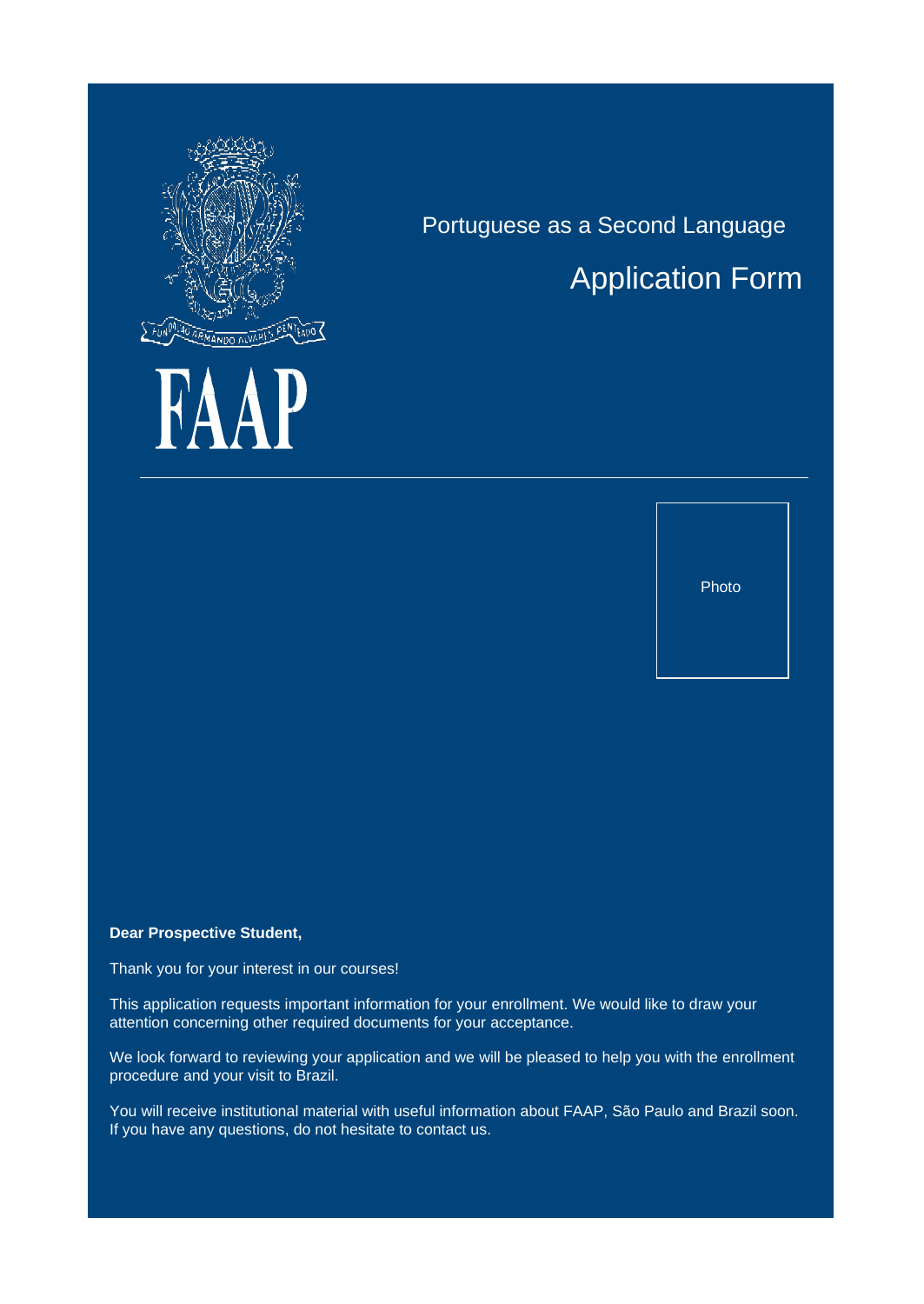FAAP

# Portuguese as a Second Language

## Application Form

Photo

**Dear Prospective Student,**

Thank you for your interest in our courses!

This application requests important information for your enrollment. We would like to draw your attention concerning other required documents for your acceptance.

We look forward to reviewing your application and we will be pleased to help you with the enrollment procedure and your visit to Brazil.

You will receive institutional material with useful information about FAAP, São Paulo and Brazil soon. If you have any questions, do not hesitate to contact us.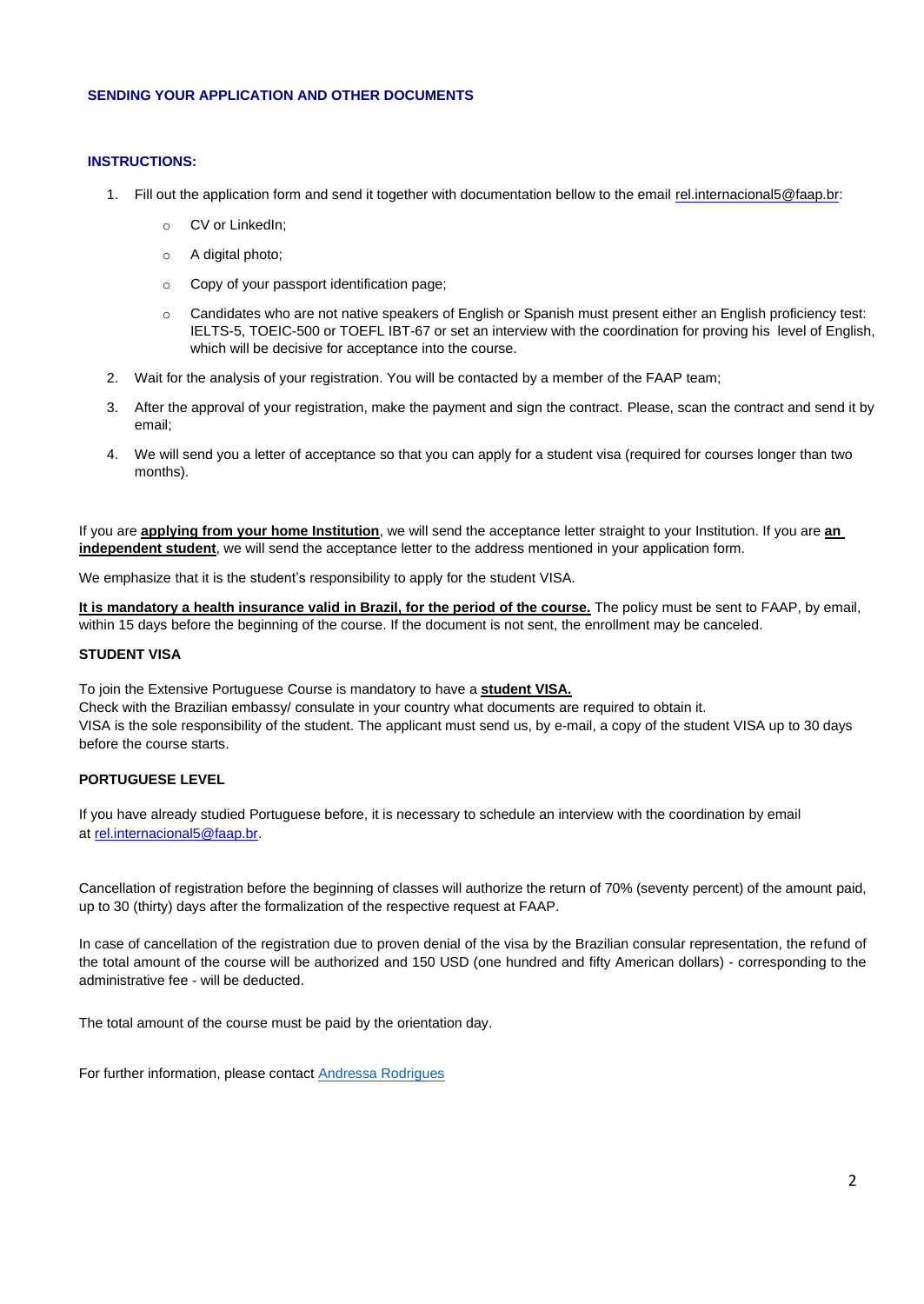## SENDING YOUR APPLICATION AND OTHER DOCUMENTS

### INSTRUCTIONS:

1. Fill out the application form and send it together with documentation bellow to the email rel.internacional5@faap.br:
   - CV or LinkedIn;
   - A digital photo;
   - Copy of your passport identification page;
   - Candidates who are not native speakers of English or Spanish must present either an English proficiency test: IELTS-5, TOEIC-500 or TOEFL IBT-67 or set an interview with the coordination for proving his level of English, which will be decisive for acceptance into the course.
2. Wait for the analysis of your registration. You will be contacted by a member of the FAAP team;
3. After the approval of your registration, make the payment and sign the contract. Please, scan the contract and send it by email;
4. We will send you a letter of acceptance so that you can apply for a student visa (required for courses longer than two months).

If you are **applying from your home Institution**, we will send the acceptance letter straight to your Institution. If you are **an independent student**, we will send the acceptance letter to the address mentioned in your application form.

We emphasize that it is the student's responsibility to apply for the student VISA.

**It is mandatory a health insurance valid in Brazil, for the period of the course.** The policy must be sent to FAAP, by email, within 15 days before the beginning of the course. If the document is not sent, the enrollment may be canceled.

### STUDENT VISA

To join the Extensive Portuguese Course is mandatory to have a **student VISA.**
Check with the Brazilian embassy/ consulate in your country what documents are required to obtain it.
VISA is the sole responsibility of the student. The applicant must send us, by e-mail, a copy of the student VISA up to 30 days before the course starts.

### PORTUGUESE LEVEL

If you have already studied Portuguese before, it is necessary to schedule an interview with the coordination by email at rel.internacional5@faap.br.

Cancellation of registration before the beginning of classes will authorize the return of 70% (seventy percent) of the amount paid, up to 30 (thirty) days after the formalization of the respective request at FAAP.

In case of cancellation of the registration due to proven denial of the visa by the Brazilian consular representation, the refund of the total amount of the course will be authorized and 150 USD (one hundred and fifty American dollars) - corresponding to the administrative fee - will be deducted.

The total amount of the course must be paid by the orientation day.

For further information, please contact Andressa Rodrigues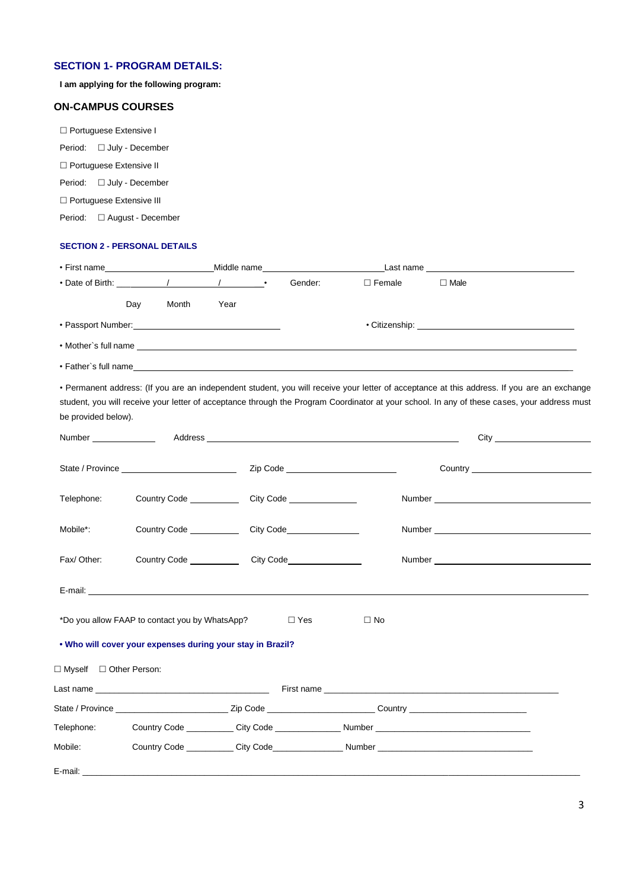## SECTION 1- PROGRAM DETAILS:

**I am applying for the following program:**

### ON-CAMPUS COURSES

☐ Portuguese Extensive I

Period: ☐ July - December

☐ Portuguese Extensive II

Period: ☐ July - December

☐ Portuguese Extensive III

Period: ☐ August - December

## SECTION 2 - PERSONAL DETAILS

• First name________________________ Middle name________________________ Last name ________________________

• Date of Birth: ________/________/________ • Gender: ☐ Female ☐ Male

Day Month Year

• Passport Number:________________________ • Citizenship: ________________________

• Mother`s full name ________________________________________________

• Father`s full name ________________________________________________

• Permanent address: (If you are an independent student, you will receive your letter of acceptance at this address. If you are an exchange student, you will receive your letter of acceptance through the Program Coordinator at your school. In any of these cases, your address must be provided below).

Number ____________ Address ________________________________________ City ____________________

State / Province ____________________ Zip Code ____________________ Country ____________________

Telephone: Country Code __________ City Code ____________ Number ________________________

Mobile*: Country Code __________ City Code____________ Number ________________________

Fax/ Other: Country Code __________ City Code____________ Number ________________________

E-mail: ________________________________________________

*Do you allow FAAP to contact you by WhatsApp? ☐ Yes ☐ No

**• Who will cover your expenses during your stay in Brazil?**

☐ Myself ☐ Other Person:

Last name ________________________ First name ________________________

State / Province ____________________ Zip Code ____________________ Country ____________________

Telephone: Country Code __________ City Code ____________ Number ________________________

Mobile: Country Code __________ City Code____________ Number ________________________

E-mail: ________________________________________________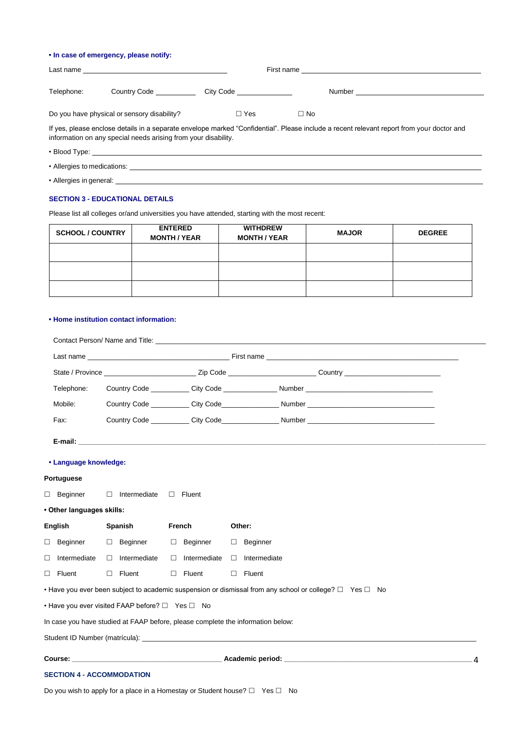**• In case of emergency, please notify:**

Last name ______________________ First name ______________________

Telephone: Country Code __________ City Code ______________ Number ______________________

Do you have physical or sensory disability? ☐ Yes ☐ No

If yes, please enclose details in a separate envelope marked "Confidential". Please include a recent relevant report from your doctor and information on any special needs arising from your disability.

• Blood Type: ______________________

• Allergies to medications: ______________________

• Allergies in general: ______________________

## SECTION 3 - EDUCATIONAL DETAILS

Please list all colleges or/and universities you have attended, starting with the most recent:

| SCHOOL / COUNTRY | ENTERED MONTH / YEAR | WITHDREW MONTH / YEAR | MAJOR | DEGREE |
|---|---|---|---|---|
| | | | | |
| | | | | |
| | | | | |

**• Home institution contact information:**

Contact Person/ Name and Title: ______________________

Last name ______________________ First name ______________________

State / Province ______________ Zip Code ______________ Country ______________

Telephone: Country Code __________ City Code ______________ Number ______________________

Mobile: Country Code __________ City Code______________ Number ______________________

Fax: Country Code __________ City Code______________ Number ______________________

**E-mail:** ______________________

**• Language knowledge:**

**Portuguese**

☐ Beginner ☐ Intermediate ☐ Fluent

**• Other languages skills:**

| English | Spanish | French | Other: |
|---|---|---|---|
| ☐ Beginner | ☐ Beginner | ☐ Beginner | ☐ Beginner |
| ☐ Intermediate | ☐ Intermediate | ☐ Intermediate | ☐ Intermediate |
| ☐ Fluent | ☐ Fluent | ☐ Fluent | ☐ Fluent |

• Have you ever been subject to academic suspension or dismissal from any school or college? ☐ Yes ☐ No

• Have you ever visited FAAP before? ☐ Yes ☐ No

In case you have studied at FAAP before, please complete the information below:

Student ID Number (matrícula): ______________________

**Course:** ______________________ **Academic period:** ______________________

## SECTION 4 - ACCOMMODATION

Do you wish to apply for a place in a Homestay or Student house? ☐ Yes ☐ No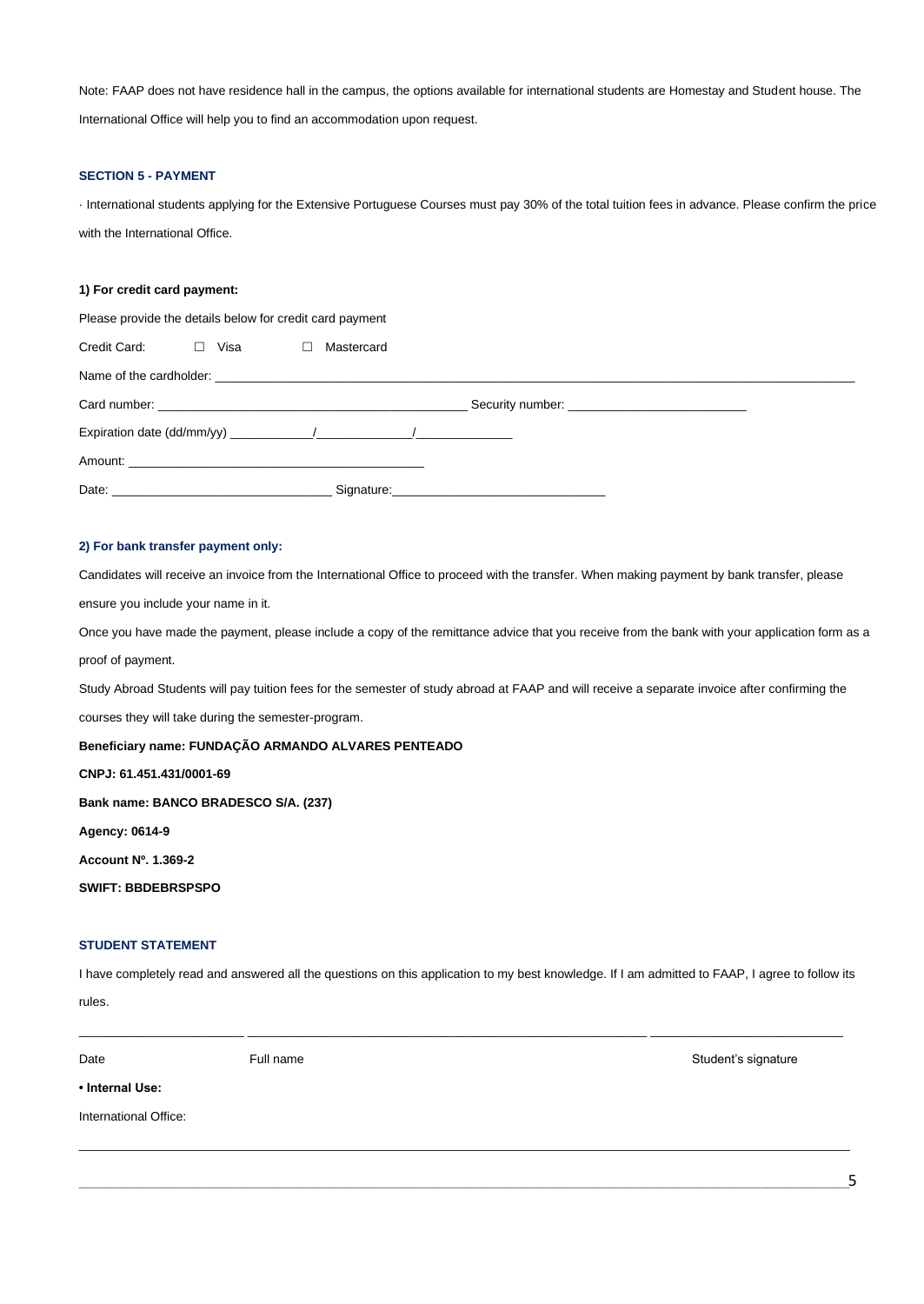Note: FAAP does not have residence hall in the campus, the options available for international students are Homestay and Student house. The International Office will help you to find an accommodation upon request.

### SECTION 5 - PAYMENT

· International students applying for the Extensive Portuguese Courses must pay 30% of the total tuition fees in advance. Please confirm the price with the International Office.

**1) For credit card payment:**

Please provide the details below for credit card payment

Credit Card: ☐ Visa ☐ Mastercard

Name of the cardholder: ______________________________________________

Card number: ______________________________ Security number: ____________________

Expiration date (dd/mm/yy) __________/____________/____________

Amount: ______________________________

Date: ________________________ Signature: ________________________

**2) For bank transfer payment only:**

Candidates will receive an invoice from the International Office to proceed with the transfer. When making payment by bank transfer, please ensure you include your name in it.

Once you have made the payment, please include a copy of the remittance advice that you receive from the bank with your application form as a proof of payment.

Study Abroad Students will pay tuition fees for the semester of study abroad at FAAP and will receive a separate invoice after confirming the courses they will take during the semester-program.

**Beneficiary name: FUNDAÇÃO ARMANDO ALVARES PENTEADO**

**CNPJ: 61.451.431/0001-69**

**Bank name: BANCO BRADESCO S/A. (237)**

**Agency: 0614-9**

**Account Nº. 1.369-2**

**SWIFT: BBDEBRSPSPO**

### STUDENT STATEMENT

I have completely read and answered all the questions on this application to my best knowledge. If I am admitted to FAAP, I agree to follow its rules.

________________ ______________________________ ____________________

Date Full name Student's signature

**• Internal Use:**

International Office:

______________________________________________________________________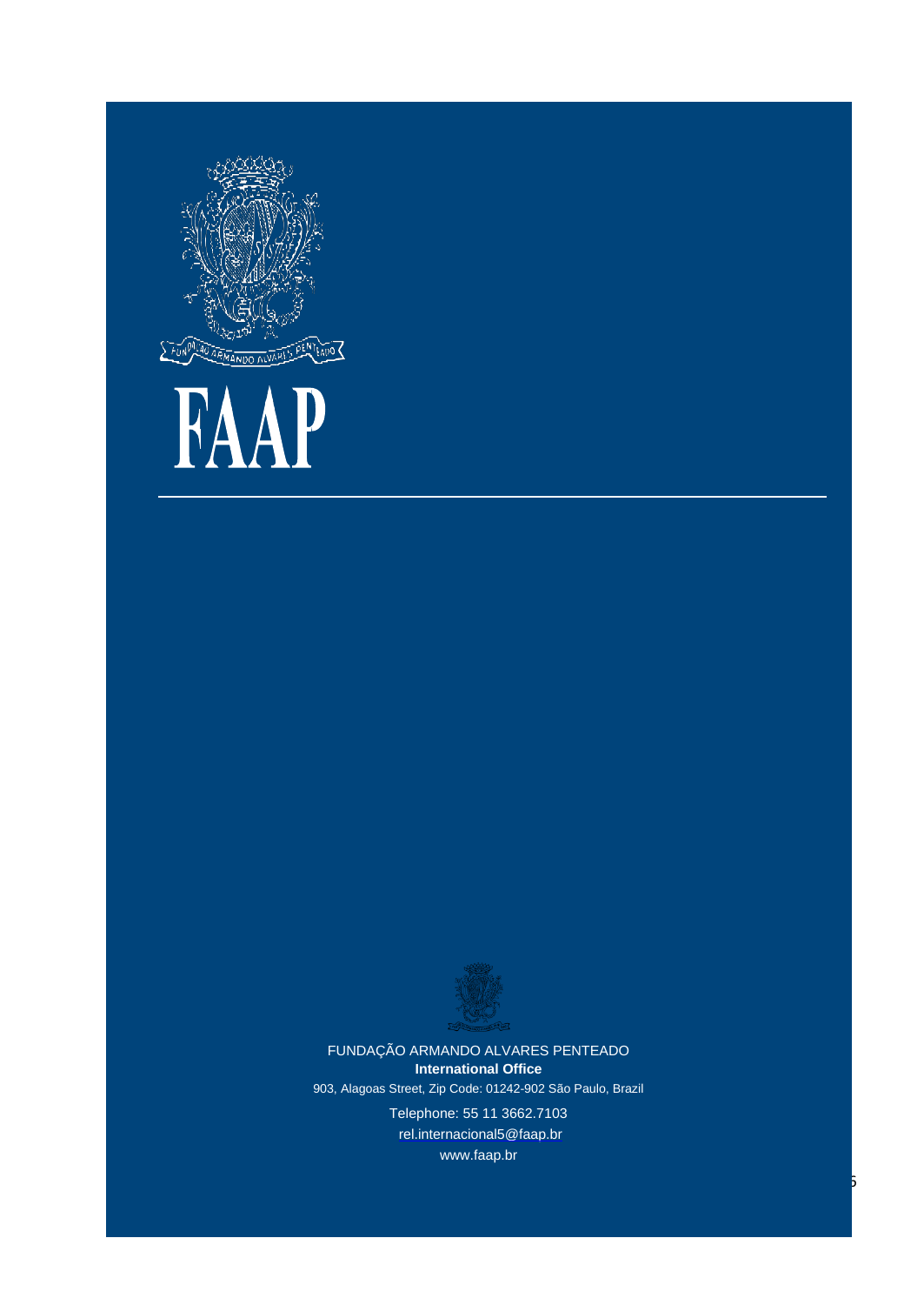FAAP

FUNDAÇÃO ARMANDO ALVARES PENTEADO

**International Office**

903, Alagoas Street, Zip Code: 01242-902 São Paulo, Brazil

Telephone: 55 11 3662.7103

rel.internacional5@faap.br

www.faap.br